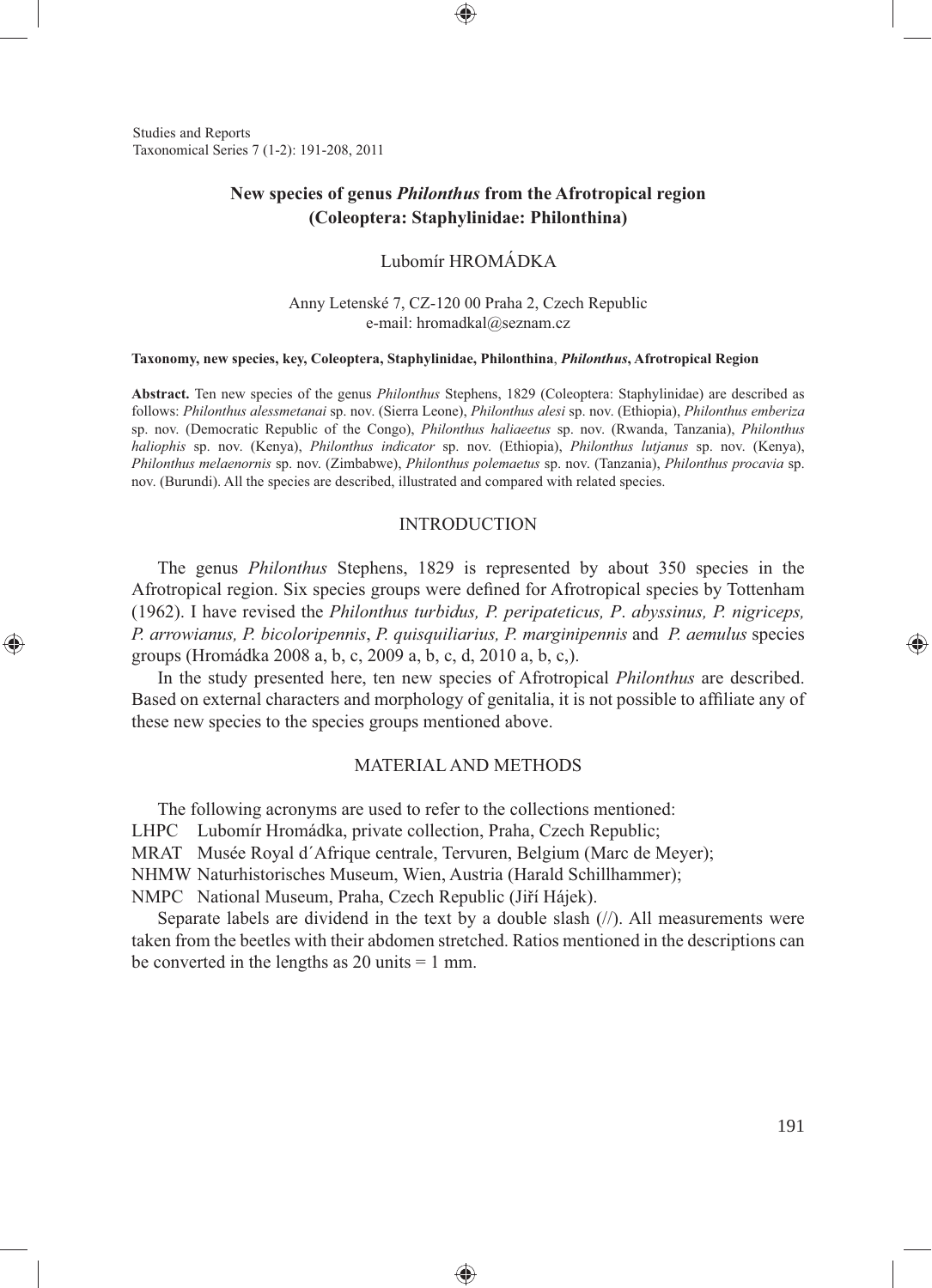Studies and Reports
Taxonomical Series 7 (1-2): 191-208, 2011

# New species of genus *Philonthus* from the Afrotropical region (Coleoptera: Staphylinidae: Philonthina)

Lubomír HROMÁDKA

Anny Letenské 7, CZ-120 00 Praha 2, Czech Republic
e-mail: hromadkal@seznam.cz

**Taxonomy, new species, key, Coleoptera, Staphylinidae, Philonthina, *Philonthus*, Afrotropical Region**

**Abstract.** Ten new species of the genus *Philonthus* Stephens, 1829 (Coleoptera: Staphylinidae) are described as follows: *Philonthus alessmetanai* sp. nov. (Sierra Leone), *Philonthus alesi* sp. nov. (Ethiopia), *Philonthus emberiza* sp. nov. (Democratic Republic of the Congo), *Philonthus haliaeetus* sp. nov. (Rwanda, Tanzania), *Philonthus haliophis* sp. nov. (Kenya), *Philonthus indicator* sp. nov. (Ethiopia), *Philonthus lutjanus* sp. nov. (Kenya), *Philonthus melaenornis* sp. nov. (Zimbabwe), *Philonthus polemaetus* sp. nov. (Tanzania), *Philonthus procavia* sp. nov. (Burundi). All the species are described, illustrated and compared with related species.

## INTRODUCTION

The genus *Philonthus* Stephens, 1829 is represented by about 350 species in the Afrotropical region. Six species groups were defined for Afrotropical species by Tottenham (1962). I have revised the *Philonthus turbidus, P. peripateticus, P*. *abyssinus, P. nigriceps, P. arrowianus, P. bicoloripennis*, *P. quisquiliarius, P. marginipennis* and *P. aemulus* species groups (Hromádka 2008 a, b, c, 2009 a, b, c, d, 2010 a, b, c,).

In the study presented here, ten new species of Afrotropical *Philonthus* are described. Based on external characters and morphology of genitalia, it is not possible to affiliate any of these new species to the species groups mentioned above.

## MATERIAL AND METHODS

The following acronyms are used to refer to the collections mentioned:

LHPC Lubomír Hromádka, private collection, Praha, Czech Republic;
MRAT Musée Royal d´Afrique centrale, Tervuren, Belgium (Marc de Meyer);
NHMW Naturhistorisches Museum, Wien, Austria (Harald Schillhammer);
NMPC National Museum, Praha, Czech Republic (Jiří Hájek).

Separate labels are dividend in the text by a double slash (//). All measurements were taken from the beetles with their abdomen stretched. Ratios mentioned in the descriptions can be converted in the lengths as 20 units = 1 mm.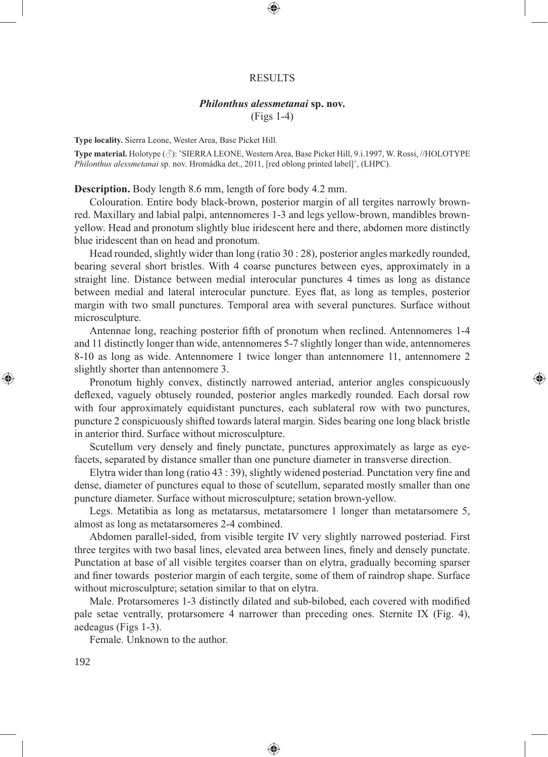## RESULTS

### *Philonthus alessmetanai* sp. nov.

(Figs 1-4)

**Type locality.** Sierra Leone, Wester Area, Base Picket Hill.

**Type material.** Holotype (♂): 'SIERRA LEONE, Western Area, Base Picket Hill, 9.i.1997, W. Rossi, //HOLOTYPE *Philonthus alessmetanai* sp. nov. Hromádka det., 2011, [red oblong printed label]', (LHPC).

**Description.** Body length 8.6 mm, length of fore body 4.2 mm.

Colouration. Entire body black-brown, posterior margin of all tergites narrowly brown-red. Maxillary and labial palpi, antennomeres 1-3 and legs yellow-brown, mandibles brown-yellow. Head and pronotum slightly blue iridescent here and there, abdomen more distinctly blue iridescent than on head and pronotum.

Head rounded, slightly wider than long (ratio 30 : 28), posterior angles markedly rounded, bearing several short bristles. With 4 coarse punctures between eyes, approximately in a straight line. Distance between medial interocular punctures 4 times as long as distance between medial and lateral interocular puncture. Eyes flat, as long as temples, posterior margin with two small punctures. Temporal area with several punctures. Surface without microsculpture.

Antennae long, reaching posterior fifth of pronotum when reclined. Antennomeres 1-4 and 11 distinctly longer than wide, antennomeres 5-7 slightly longer than wide, antennomeres 8-10 as long as wide. Antennomere 1 twice longer than antennomere 11, antennomere 2 slightly shorter than antennomere 3.

Pronotum highly convex, distinctly narrowed anteriad, anterior angles conspicuously deflexed, vaguely obtusely rounded, posterior angles markedly rounded. Each dorsal row with four approximately equidistant punctures, each sublateral row with two punctures, puncture 2 conspicuously shifted towards lateral margin. Sides bearing one long black bristle in anterior third. Surface without microsculpture.

Scutellum very densely and finely punctate, punctures approximately as large as eye-facets, separated by distance smaller than one puncture diameter in transverse direction.

Elytra wider than long (ratio 43 : 39), slightly widened posteriad. Punctation very fine and dense, diameter of punctures equal to those of scutellum, separated mostly smaller than one puncture diameter. Surface without microsculpture; setation brown-yellow.

Legs. Metatibia as long as metatarsus, metatarsomere 1 longer than metatarsomere 5, almost as long as metatarsomeres 2-4 combined.

Abdomen parallel-sided, from visible tergite IV very slightly narrowed posteriad. First three tergites with two basal lines, elevated area between lines, finely and densely punctate. Punctation at base of all visible tergites coarser than on elytra, gradually becoming sparser and finer towards posterior margin of each tergite, some of them of raindrop shape. Surface without microsculpture; setation similar to that on elytra.

Male. Protarsomeres 1-3 distinctly dilated and sub-bilobed, each covered with modified pale setae ventrally, protarsomere 4 narrower than preceding ones. Sternite IX (Fig. 4), aedeagus (Figs 1-3).

Female. Unknown to the author.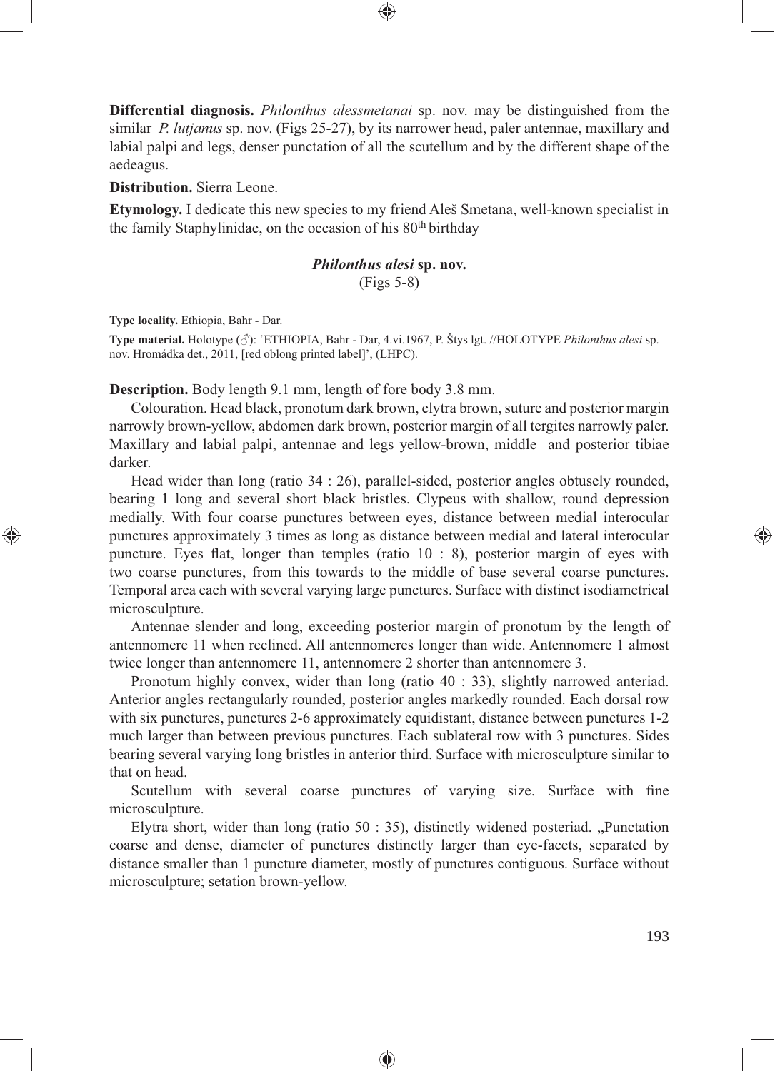**Differential diagnosis.** *Philonthus alessmetanai* sp. nov. may be distinguished from the similar *P. lutjanus* sp. nov. (Figs 25-27), by its narrower head, paler antennae, maxillary and labial palpi and legs, denser punctation of all the scutellum and by the different shape of the aedeagus.

**Distribution.** Sierra Leone.

**Etymology.** I dedicate this new species to my friend Aleš Smetana, well-known specialist in the family Staphylinidae, on the occasion of his 80th birthday

### *Philonthus alesi* sp. nov.

(Figs 5-8)

**Type locality.** Ethiopia, Bahr - Dar.

**Type material.** Holotype (♂): 'ETHIOPIA, Bahr - Dar, 4.vi.1967, P. Štys lgt. //HOLOTYPE *Philonthus alesi* sp. nov. Hromádka det., 2011, [red oblong printed label]', (LHPC).

**Description.** Body length 9.1 mm, length of fore body 3.8 mm.

Colouration. Head black, pronotum dark brown, elytra brown, suture and posterior margin narrowly brown-yellow, abdomen dark brown, posterior margin of all tergites narrowly paler. Maxillary and labial palpi, antennae and legs yellow-brown, middle and posterior tibiae darker.

Head wider than long (ratio 34 : 26), parallel-sided, posterior angles obtusely rounded, bearing 1 long and several short black bristles. Clypeus with shallow, round depression medially. With four coarse punctures between eyes, distance between medial interocular punctures approximately 3 times as long as distance between medial and lateral interocular puncture. Eyes flat, longer than temples (ratio 10 : 8), posterior margin of eyes with two coarse punctures, from this towards to the middle of base several coarse punctures. Temporal area each with several varying large punctures. Surface with distinct isodiametrical microsculpture.

Antennae slender and long, exceeding posterior margin of pronotum by the length of antennomere 11 when reclined. All antennomeres longer than wide. Antennomere 1 almost twice longer than antennomere 11, antennomere 2 shorter than antennomere 3.

Pronotum highly convex, wider than long (ratio 40 : 33), slightly narrowed anteriad. Anterior angles rectangularly rounded, posterior angles markedly rounded. Each dorsal row with six punctures, punctures 2-6 approximately equidistant, distance between punctures 1-2 much larger than between previous punctures. Each sublateral row with 3 punctures. Sides bearing several varying long bristles in anterior third. Surface with microsculpture similar to that on head.

Scutellum with several coarse punctures of varying size. Surface with fine microsculpture.

Elytra short, wider than long (ratio 50 : 35), distinctly widened posteriad. „Punctation coarse and dense, diameter of punctures distinctly larger than eye-facets, separated by distance smaller than 1 puncture diameter, mostly of punctures contiguous. Surface without microsculpture; setation brown-yellow.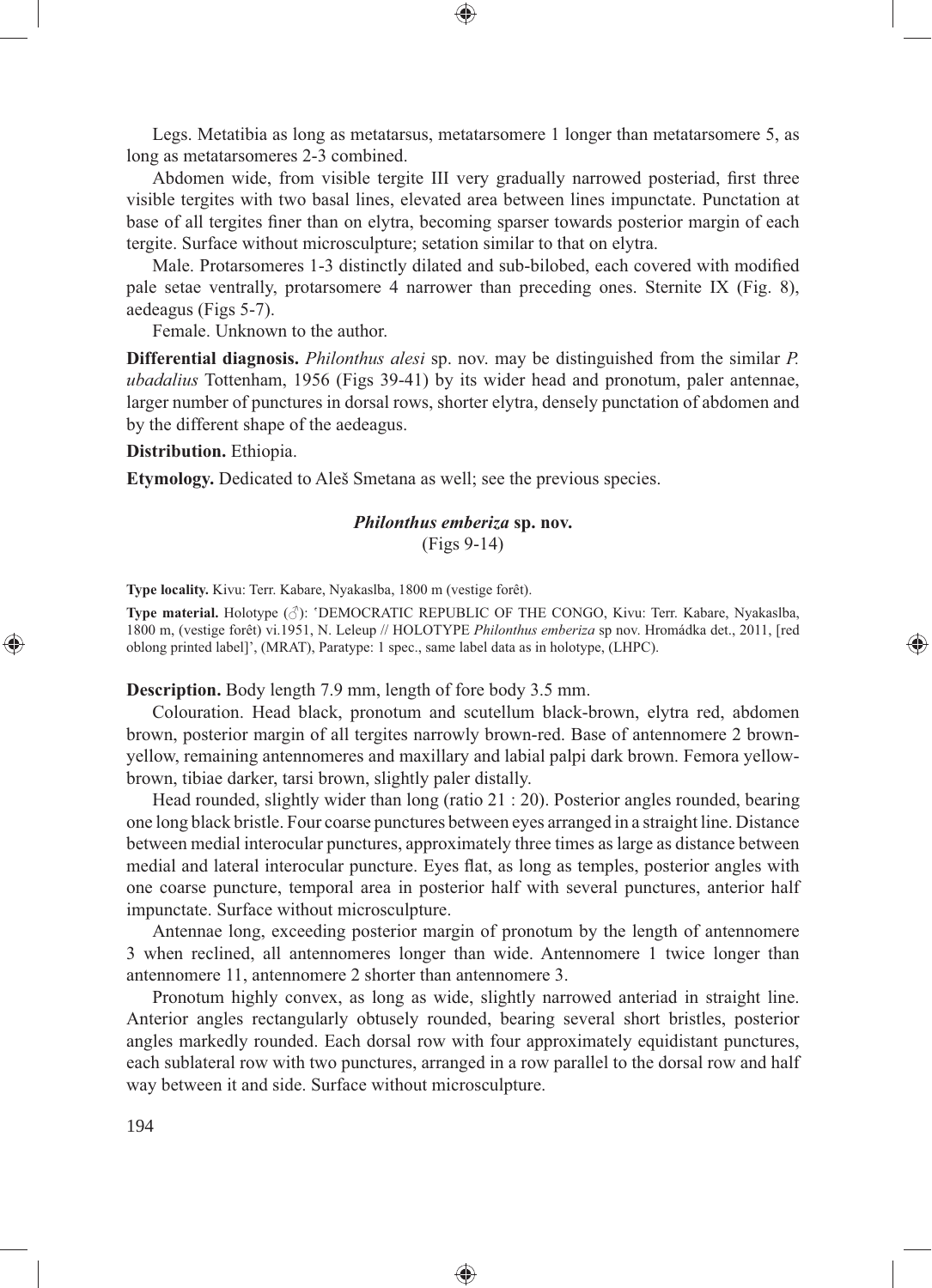Legs. Metatibia as long as metatarsus, metatarsomere 1 longer than metatarsomere 5, as long as metatarsomeres 2-3 combined.

Abdomen wide, from visible tergite III very gradually narrowed posteriad, first three visible tergites with two basal lines, elevated area between lines impunctate. Punctation at base of all tergites finer than on elytra, becoming sparser towards posterior margin of each tergite. Surface without microsculpture; setation similar to that on elytra.

Male. Protarsomeres 1-3 distinctly dilated and sub-bilobed, each covered with modified pale setae ventrally, protarsomere 4 narrower than preceding ones. Sternite IX (Fig. 8), aedeagus (Figs 5-7).

Female. Unknown to the author.

**Differential diagnosis.** *Philonthus alesi* sp. nov. may be distinguished from the similar *P. ubadalius* Tottenham, 1956 (Figs 39-41) by its wider head and pronotum, paler antennae, larger number of punctures in dorsal rows, shorter elytra, densely punctation of abdomen and by the different shape of the aedeagus.

**Distribution.** Ethiopia.

**Etymology.** Dedicated to Aleš Smetana as well; see the previous species.

### *Philonthus emberiza* sp. nov.
(Figs 9-14)

**Type locality.** Kivu: Terr. Kabare, Nyakaslba, 1800 m (vestige forêt).

**Type material.** Holotype (♂): 'DEMOCRATIC REPUBLIC OF THE CONGO, Kivu: Terr. Kabare, Nyakaslba, 1800 m, (vestige forêt) vi.1951, N. Leleup // HOLOTYPE *Philonthus emberiza* sp nov. Hromádka det., 2011, [red oblong printed label]', (MRAT), Paratype: 1 spec., same label data as in holotype, (LHPC).

**Description.** Body length 7.9 mm, length of fore body 3.5 mm.

Colouration. Head black, pronotum and scutellum black-brown, elytra red, abdomen brown, posterior margin of all tergites narrowly brown-red. Base of antennomere 2 brown-yellow, remaining antennomeres and maxillary and labial palpi dark brown. Femora yellow-brown, tibiae darker, tarsi brown, slightly paler distally.

Head rounded, slightly wider than long (ratio 21 : 20). Posterior angles rounded, bearing one long black bristle. Four coarse punctures between eyes arranged in a straight line. Distance between medial interocular punctures, approximately three times as large as distance between medial and lateral interocular puncture. Eyes flat, as long as temples, posterior angles with one coarse puncture, temporal area in posterior half with several punctures, anterior half impunctate. Surface without microsculpture.

Antennae long, exceeding posterior margin of pronotum by the length of antennomere 3 when reclined, all antennomeres longer than wide. Antennomere 1 twice longer than antennomere 11, antennomere 2 shorter than antennomere 3.

Pronotum highly convex, as long as wide, slightly narrowed anteriad in straight line. Anterior angles rectangularly obtusely rounded, bearing several short bristles, posterior angles markedly rounded. Each dorsal row with four approximately equidistant punctures, each sublateral row with two punctures, arranged in a row parallel to the dorsal row and half way between it and side. Surface without microsculpture.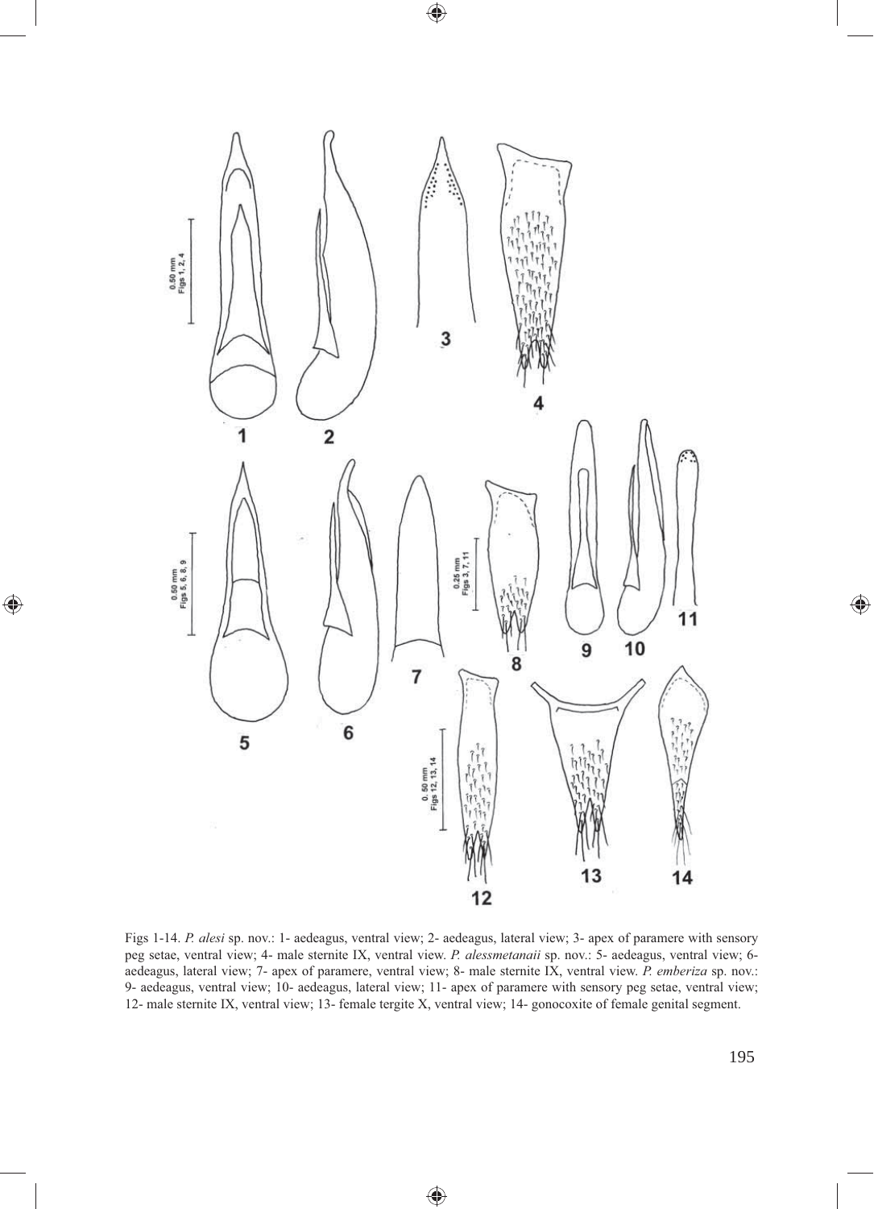Figs 1-14. *P. alesi* sp. nov.: 1- aedeagus, ventral view; 2- aedeagus, lateral view; 3- apex of paramere with sensory peg setae, ventral view; 4- male sternite IX, ventral view. *P. alessmetanaii* sp. nov.: 5- aedeagus, ventral view; 6- aedeagus, lateral view; 7- apex of paramere, ventral view; 8- male sternite IX, ventral view. *P. emberiza* sp. nov.: 9- aedeagus, ventral view; 10- aedeagus, lateral view; 11- apex of paramere with sensory peg setae, ventral view; 12- male sternite IX, ventral view; 13- female tergite X, ventral view; 14- gonocoxite of female genital segment.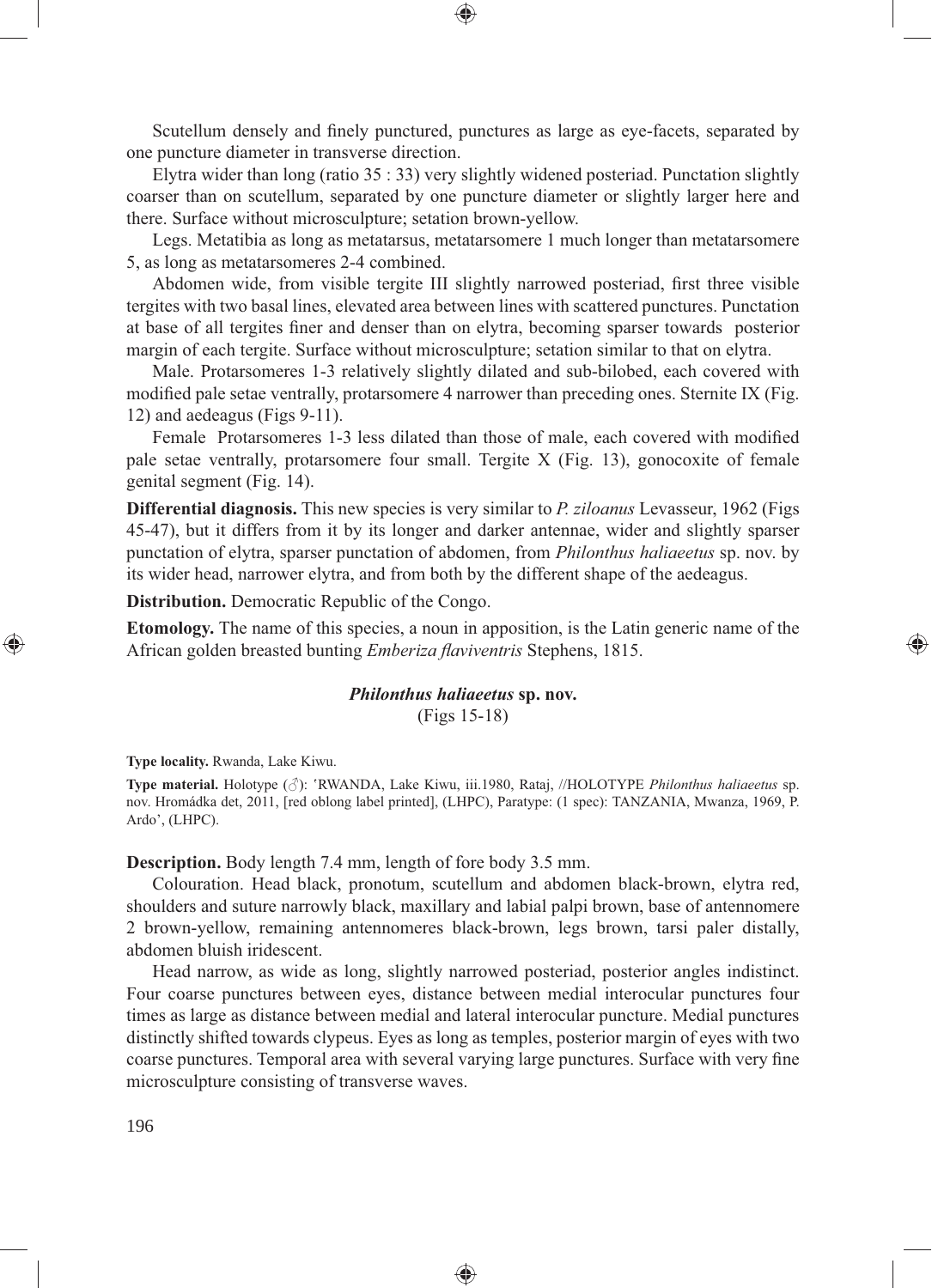Scutellum densely and finely punctured, punctures as large as eye-facets, separated by one puncture diameter in transverse direction.

Elytra wider than long (ratio 35 : 33) very slightly widened posteriad. Punctation slightly coarser than on scutellum, separated by one puncture diameter or slightly larger here and there. Surface without microsculpture; setation brown-yellow.

Legs. Metatibia as long as metatarsus, metatarsomere 1 much longer than metatarsomere 5, as long as metatarsomeres 2-4 combined.

Abdomen wide, from visible tergite III slightly narrowed posteriad, first three visible tergites with two basal lines, elevated area between lines with scattered punctures. Punctation at base of all tergites finer and denser than on elytra, becoming sparser towards posterior margin of each tergite. Surface without microsculpture; setation similar to that on elytra.

Male. Protarsomeres 1-3 relatively slightly dilated and sub-bilobed, each covered with modified pale setae ventrally, protarsomere 4 narrower than preceding ones. Sternite IX (Fig. 12) and aedeagus (Figs 9-11).

Female Protarsomeres 1-3 less dilated than those of male, each covered with modified pale setae ventrally, protarsomere four small. Tergite X (Fig. 13), gonocoxite of female genital segment (Fig. 14).

**Differential diagnosis.** This new species is very similar to *P. ziloanus* Levasseur, 1962 (Figs 45-47), but it differs from it by its longer and darker antennae, wider and slightly sparser punctation of elytra, sparser punctation of abdomen, from *Philonthus haliaeetus* sp. nov. by its wider head, narrower elytra, and from both by the different shape of the aedeagus.

**Distribution.** Democratic Republic of the Congo.

**Etomology.** The name of this species, a noun in apposition, is the Latin generic name of the African golden breasted bunting *Emberiza flaviventris* Stephens, 1815.

### *Philonthus haliaeetus* sp. nov.

(Figs 15-18)

**Type locality.** Rwanda, Lake Kiwu.

**Type material.** Holotype (♂): ʹRWANDA, Lake Kiwu, iii.1980, Rataj, //HOLOTYPE *Philonthus haliaeetus* sp. nov. Hromádka det, 2011, [red oblong label printed], (LHPC), Paratype: (1 spec): TANZANIA, Mwanza, 1969, P. Ardo', (LHPC).

**Description.** Body length 7.4 mm, length of fore body 3.5 mm.

Colouration. Head black, pronotum, scutellum and abdomen black-brown, elytra red, shoulders and suture narrowly black, maxillary and labial palpi brown, base of antennomere 2 brown-yellow, remaining antennomeres black-brown, legs brown, tarsi paler distally, abdomen bluish iridescent.

Head narrow, as wide as long, slightly narrowed posteriad, posterior angles indistinct. Four coarse punctures between eyes, distance between medial interocular punctures four times as large as distance between medial and lateral interocular puncture. Medial punctures distinctly shifted towards clypeus. Eyes as long as temples, posterior margin of eyes with two coarse punctures. Temporal area with several varying large punctures. Surface with very fine microsculpture consisting of transverse waves.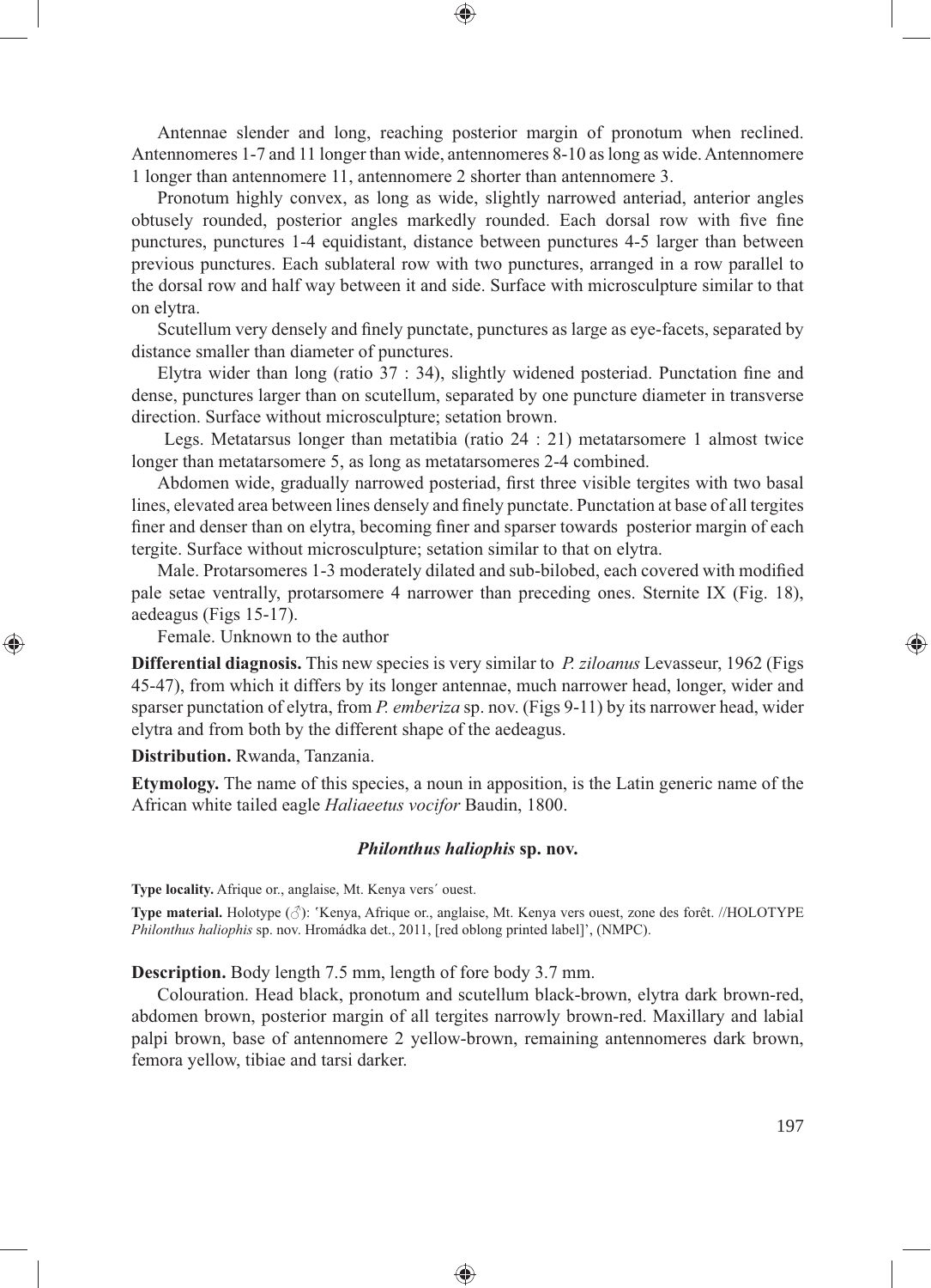Antennae slender and long, reaching posterior margin of pronotum when reclined. Antennomeres 1-7 and 11 longer than wide, antennomeres 8-10 as long as wide. Antennomere 1 longer than antennomere 11, antennomere 2 shorter than antennomere 3.

Pronotum highly convex, as long as wide, slightly narrowed anteriad, anterior angles obtusely rounded, posterior angles markedly rounded. Each dorsal row with five fine punctures, punctures 1-4 equidistant, distance between punctures 4-5 larger than between previous punctures. Each sublateral row with two punctures, arranged in a row parallel to the dorsal row and half way between it and side. Surface with microsculpture similar to that on elytra.

Scutellum very densely and finely punctate, punctures as large as eye-facets, separated by distance smaller than diameter of punctures.

Elytra wider than long (ratio 37 : 34), slightly widened posteriad. Punctation fine and dense, punctures larger than on scutellum, separated by one puncture diameter in transverse direction. Surface without microsculpture; setation brown.

Legs. Metatarsus longer than metatibia (ratio 24 : 21) metatarsomere 1 almost twice longer than metatarsomere 5, as long as metatarsomeres 2-4 combined.

Abdomen wide, gradually narrowed posteriad, first three visible tergites with two basal lines, elevated area between lines densely and finely punctate. Punctation at base of all tergites finer and denser than on elytra, becoming finer and sparser towards posterior margin of each tergite. Surface without microsculpture; setation similar to that on elytra.

Male. Protarsomeres 1-3 moderately dilated and sub-bilobed, each covered with modified pale setae ventrally, protarsomere 4 narrower than preceding ones. Sternite IX (Fig. 18), aedeagus (Figs 15-17).

Female. Unknown to the author

**Differential diagnosis.** This new species is very similar to *P. ziloanus* Levasseur, 1962 (Figs 45-47), from which it differs by its longer antennae, much narrower head, longer, wider and sparser punctation of elytra, from *P. emberiza* sp. nov. (Figs 9-11) by its narrower head, wider elytra and from both by the different shape of the aedeagus.

**Distribution.** Rwanda, Tanzania.

**Etymology.** The name of this species, a noun in apposition, is the Latin generic name of the African white tailed eagle *Haliaeetus vocifor* Baudin, 1800.

### *Philonthus haliophis* sp. nov.

**Type locality.** Afrique or., anglaise, Mt. Kenya vers´ ouest.

**Type material.** Holotype (♂): ´Kenya, Afrique or., anglaise, Mt. Kenya vers ouest, zone des forêt. //HOLOTYPE *Philonthus haliophis* sp. nov. Hromádka det., 2011, [red oblong printed label]', (NMPC).

**Description.** Body length 7.5 mm, length of fore body 3.7 mm.

Colouration. Head black, pronotum and scutellum black-brown, elytra dark brown-red, abdomen brown, posterior margin of all tergites narrowly brown-red. Maxillary and labial palpi brown, base of antennomere 2 yellow-brown, remaining antennomeres dark brown, femora yellow, tibiae and tarsi darker.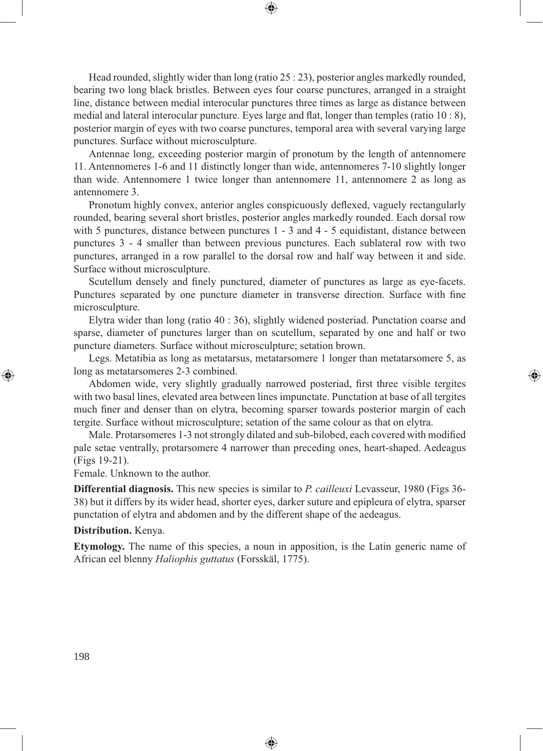Head rounded, slightly wider than long (ratio 25 : 23), posterior angles markedly rounded, bearing two long black bristles. Between eyes four coarse punctures, arranged in a straight line, distance between medial interocular punctures three times as large as distance between medial and lateral interocular puncture. Eyes large and flat, longer than temples (ratio 10 : 8), posterior margin of eyes with two coarse punctures, temporal area with several varying large punctures. Surface without microsculpture.

Antennae long, exceeding posterior margin of pronotum by the length of antennomere 11. Antennomeres 1-6 and 11 distinctly longer than wide, antennomeres 7-10 slightly longer than wide. Antennomere 1 twice longer than antennomere 11, antennomere 2 as long as antennomere 3.

Pronotum highly convex, anterior angles conspicuously deflexed, vaguely rectangularly rounded, bearing several short bristles, posterior angles markedly rounded. Each dorsal row with 5 punctures, distance between punctures 1 - 3 and 4 - 5 equidistant, distance between punctures 3 - 4 smaller than between previous punctures. Each sublateral row with two punctures, arranged in a row parallel to the dorsal row and half way between it and side. Surface without microsculpture.

Scutellum densely and finely punctured, diameter of punctures as large as eye-facets. Punctures separated by one puncture diameter in transverse direction. Surface with fine microsculpture.

Elytra wider than long (ratio 40 : 36), slightly widened posteriad. Punctation coarse and sparse, diameter of punctures larger than on scutellum, separated by one and half or two puncture diameters. Surface without microsculpture; setation brown.

Legs. Metatibia as long as metatarsus, metatarsomere 1 longer than metatarsomere 5, as long as metatarsomeres 2-3 combined.

Abdomen wide, very slightly gradually narrowed posteriad, first three visible tergites with two basal lines, elevated area between lines impunctate. Punctation at base of all tergites much finer and denser than on elytra, becoming sparser towards posterior margin of each tergite. Surface without microsculpture; setation of the same colour as that on elytra.

Male. Protarsomeres 1-3 not strongly dilated and sub-bilobed, each covered with modified pale setae ventrally, protarsomere 4 narrower than preceding ones, heart-shaped. Aedeagus (Figs 19-21).

Female. Unknown to the author.

**Differential diagnosis.** This new species is similar to *P. cailleuxi* Levasseur, 1980 (Figs 36-38) but it differs by its wider head, shorter eyes, darker suture and epipleura of elytra, sparser punctation of elytra and abdomen and by the different shape of the aedeagus.

**Distribution.** Kenya.

**Etymology.** The name of this species, a noun in apposition, is the Latin generic name of African eel blenny *Haliophis guttatus* (Forsskäl, 1775).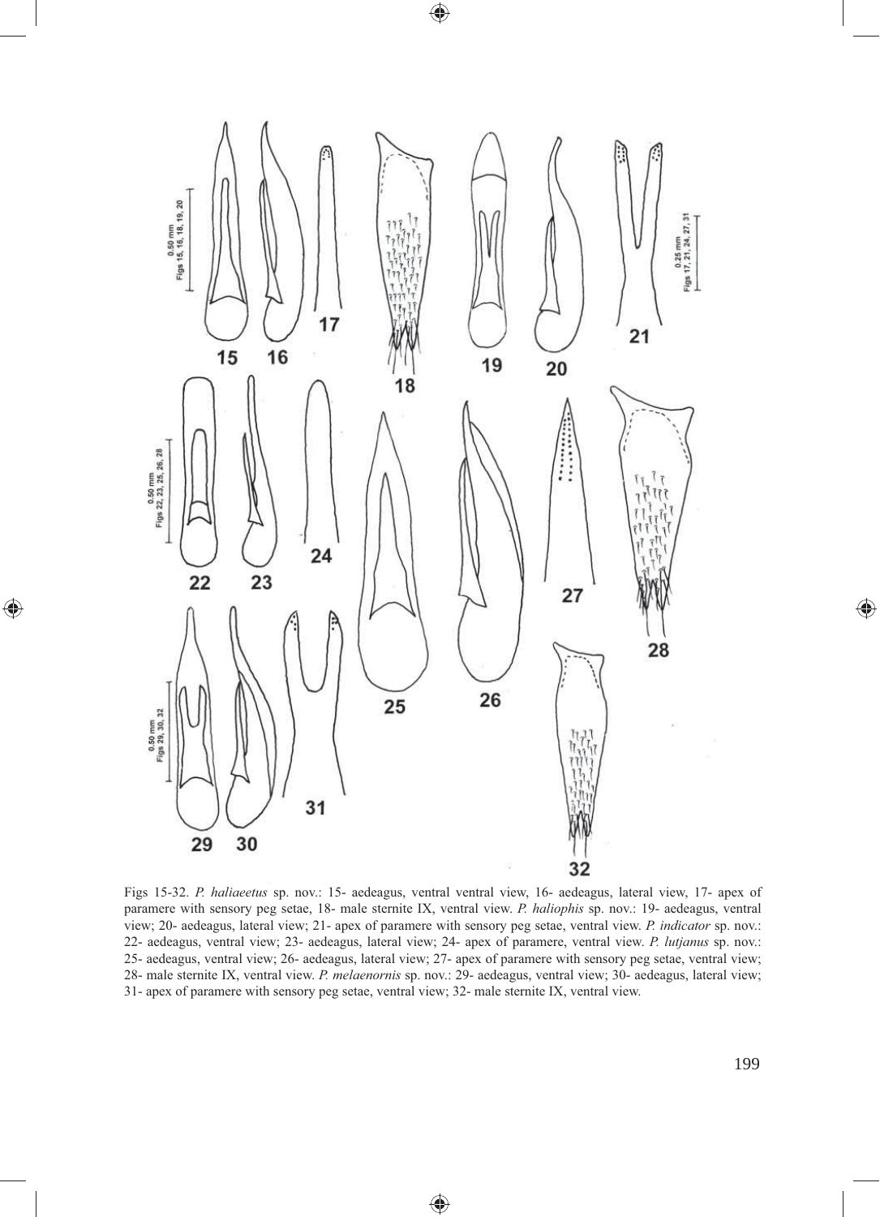Figs 15-32. *P. haliaeetus* sp. nov.: 15- aedeagus, ventral ventral view, 16- aedeagus, lateral view, 17- apex of paramere with sensory peg setae, 18- male sternite IX, ventral view. *P. haliophis* sp. nov.: 19- aedeagus, ventral view; 20- aedeagus, lateral view; 21- apex of paramere with sensory peg setae, ventral view. *P. indicator* sp. nov.: 22- aedeagus, ventral view; 23- aedeagus, lateral view; 24- apex of paramere, ventral view. *P. lutjanus* sp. nov.: 25- aedeagus, ventral view; 26- aedeagus, lateral view; 27- apex of paramere with sensory peg setae, ventral view; 28- male sternite IX, ventral view. *P. melaenornis* sp. nov.: 29- aedeagus, ventral view; 30- aedeagus, lateral view; 31- apex of paramere with sensory peg setae, ventral view; 32- male sternite IX, ventral view.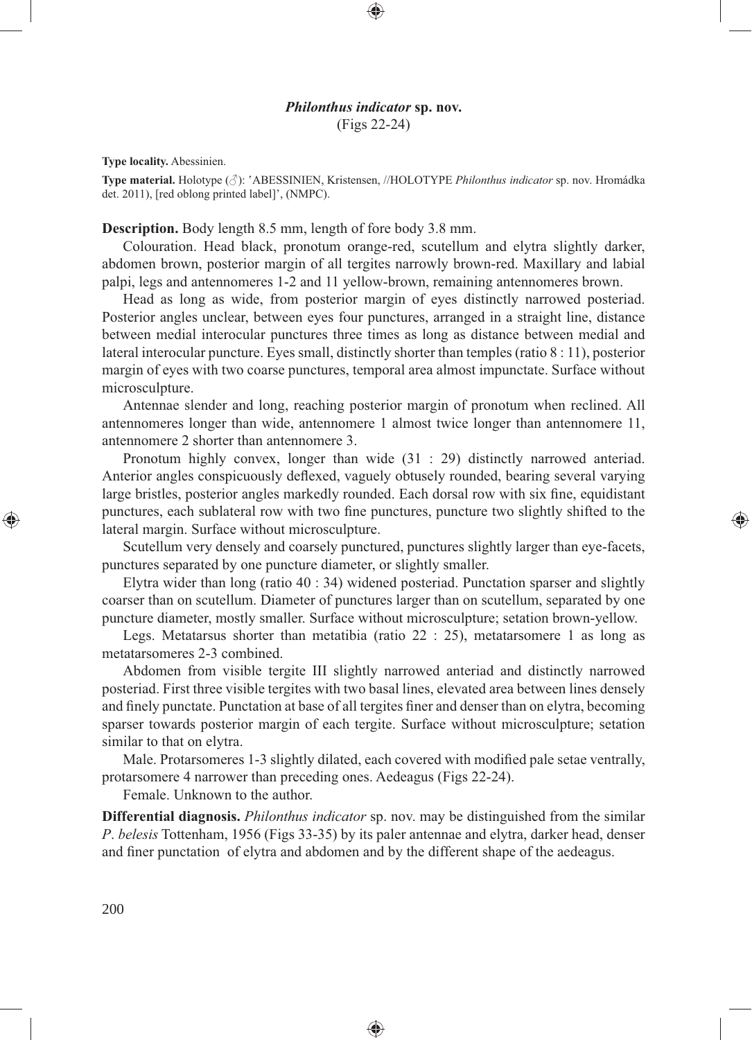### *Philonthus indicator* sp. nov.

(Figs 22-24)

**Type locality.** Abessinien.

**Type material.** Holotype (♂): 'ABESSINIEN, Kristensen, //HOLOTYPE *Philonthus indicator* sp. nov. Hromádka det. 2011), [red oblong printed label]', (NMPC).

**Description.** Body length 8.5 mm, length of fore body 3.8 mm.

Colouration. Head black, pronotum orange-red, scutellum and elytra slightly darker, abdomen brown, posterior margin of all tergites narrowly brown-red. Maxillary and labial palpi, legs and antennomeres 1-2 and 11 yellow-brown, remaining antennomeres brown.

Head as long as wide, from posterior margin of eyes distinctly narrowed posteriad. Posterior angles unclear, between eyes four punctures, arranged in a straight line, distance between medial interocular punctures three times as long as distance between medial and lateral interocular puncture. Eyes small, distinctly shorter than temples (ratio 8 : 11), posterior margin of eyes with two coarse punctures, temporal area almost impunctate. Surface without microsculpture.

Antennae slender and long, reaching posterior margin of pronotum when reclined. All antennomeres longer than wide, antennomere 1 almost twice longer than antennomere 11, antennomere 2 shorter than antennomere 3.

Pronotum highly convex, longer than wide (31 : 29) distinctly narrowed anteriad. Anterior angles conspicuously deflexed, vaguely obtusely rounded, bearing several varying large bristles, posterior angles markedly rounded. Each dorsal row with six fine, equidistant punctures, each sublateral row with two fine punctures, puncture two slightly shifted to the lateral margin. Surface without microsculpture.

Scutellum very densely and coarsely punctured, punctures slightly larger than eye-facets, punctures separated by one puncture diameter, or slightly smaller.

Elytra wider than long (ratio 40 : 34) widened posteriad. Punctation sparser and slightly coarser than on scutellum. Diameter of punctures larger than on scutellum, separated by one puncture diameter, mostly smaller. Surface without microsculpture; setation brown-yellow.

Legs. Metatarsus shorter than metatibia (ratio 22 : 25), metatarsomere 1 as long as metatarsomeres 2-3 combined.

Abdomen from visible tergite III slightly narrowed anteriad and distinctly narrowed posteriad. First three visible tergites with two basal lines, elevated area between lines densely and finely punctate. Punctation at base of all tergites finer and denser than on elytra, becoming sparser towards posterior margin of each tergite. Surface without microsculpture; setation similar to that on elytra.

Male. Protarsomeres 1-3 slightly dilated, each covered with modified pale setae ventrally, protarsomere 4 narrower than preceding ones. Aedeagus (Figs 22-24).

Female. Unknown to the author.

**Differential diagnosis.** *Philonthus indicator* sp. nov. may be distinguished from the similar *P. belesis* Tottenham, 1956 (Figs 33-35) by its paler antennae and elytra, darker head, denser and finer punctation of elytra and abdomen and by the different shape of the aedeagus.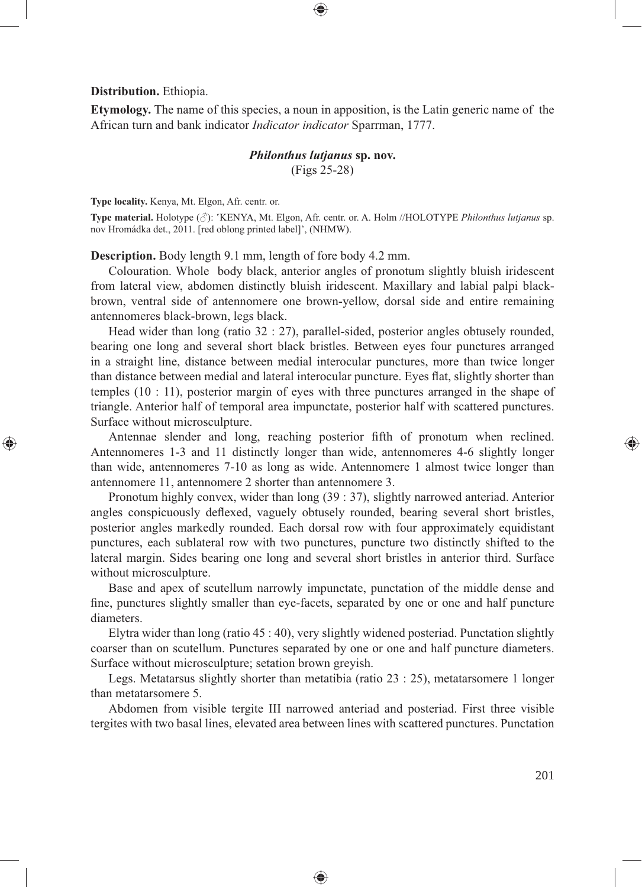**Distribution.** Ethiopia.

**Etymology.** The name of this species, a noun in apposition, is the Latin generic name of  the African turn and bank indicator *Indicator indicator* Sparrman, 1777.

### *Philonthus lutjanus* sp. nov.

(Figs 25-28)

**Type locality.** Kenya, Mt. Elgon, Afr. centr. or.

**Type material.** Holotype (♂): 'KENYA, Mt. Elgon, Afr. centr. or. A. Holm //HOLOTYPE *Philonthus lutjanus* sp. nov Hromádka det., 2011. [red oblong printed label]', (NHMW).

**Description.** Body length 9.1 mm, length of fore body 4.2 mm.

Colouration. Whole  body black, anterior angles of pronotum slightly bluish iridescent from lateral view, abdomen distinctly bluish iridescent. Maxillary and labial palpi black-brown, ventral side of antennomere one brown-yellow, dorsal side and entire remaining antennomeres black-brown, legs black.

Head wider than long (ratio 32 : 27), parallel-sided, posterior angles obtusely rounded, bearing one long and several short black bristles. Between eyes four punctures arranged in a straight line, distance between medial interocular punctures, more than twice longer than distance between medial and lateral interocular puncture. Eyes flat, slightly shorter than temples (10 : 11), posterior margin of eyes with three punctures arranged in the shape of triangle. Anterior half of temporal area impunctate, posterior half with scattered punctures. Surface without microsculpture.

Antennae slender and long, reaching posterior fifth of pronotum when reclined. Antennomeres 1-3 and 11 distinctly longer than wide, antennomeres 4-6 slightly longer than wide, antennomeres 7-10 as long as wide. Antennomere 1 almost twice longer than antennomere 11, antennomere 2 shorter than antennomere 3.

Pronotum highly convex, wider than long (39 : 37), slightly narrowed anteriad. Anterior angles conspicuously deflexed, vaguely obtusely rounded, bearing several short bristles, posterior angles markedly rounded. Each dorsal row with four approximately equidistant punctures, each sublateral row with two punctures, puncture two distinctly shifted to the lateral margin. Sides bearing one long and several short bristles in anterior third. Surface without microsculpture.

Base and apex of scutellum narrowly impunctate, punctation of the middle dense and fine, punctures slightly smaller than eye-facets, separated by one or one and half puncture diameters.

Elytra wider than long (ratio 45 : 40), very slightly widened posteriad. Punctation slightly coarser than on scutellum. Punctures separated by one or one and half puncture diameters. Surface without microsculpture; setation brown greyish.

Legs. Metatarsus slightly shorter than metatibia (ratio 23 : 25), metatarsomere 1 longer than metatarsomere 5.

Abdomen from visible tergite III narrowed anteriad and posteriad. First three visible tergites with two basal lines, elevated area between lines with scattered punctures. Punctation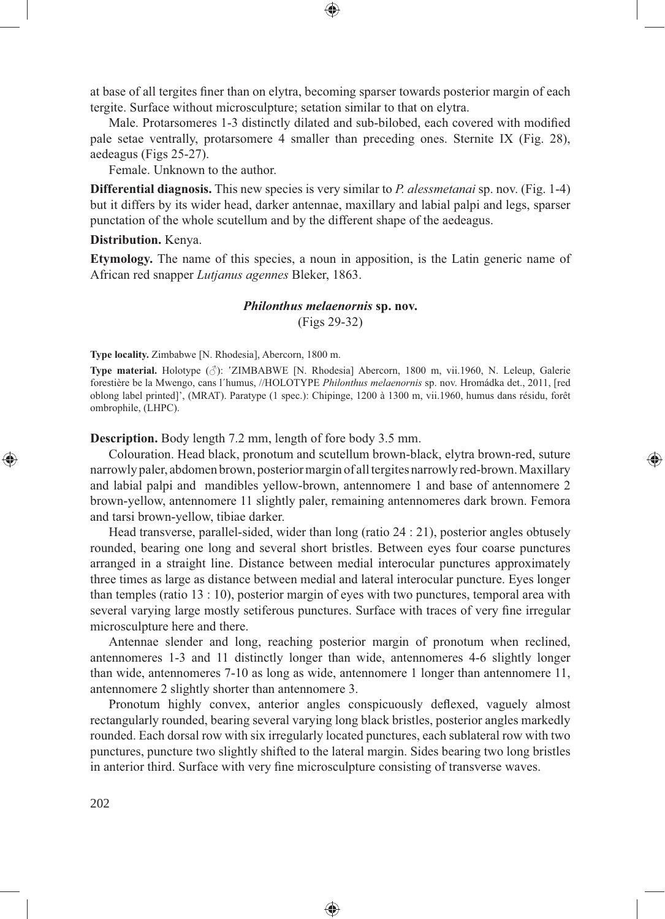at base of all tergites finer than on elytra, becoming sparser towards posterior margin of each tergite. Surface without microsculpture; setation similar to that on elytra.

Male. Protarsomeres 1-3 distinctly dilated and sub-bilobed, each covered with modified pale setae ventrally, protarsomere 4 smaller than preceding ones. Sternite IX (Fig. 28), aedeagus (Figs 25-27).

Female. Unknown to the author.

**Differential diagnosis.** This new species is very similar to *P. alessmetanai* sp. nov. (Fig. 1-4) but it differs by its wider head, darker antennae, maxillary and labial palpi and legs, sparser punctation of the whole scutellum and by the different shape of the aedeagus.

**Distribution.** Kenya.

**Etymology.** The name of this species, a noun in apposition, is the Latin generic name of African red snapper *Lutjanus agennes* Bleker, 1863.

### *Philonthus melaenornis* sp. nov.

(Figs 29-32)

**Type locality.** Zimbabwe [N. Rhodesia], Abercorn, 1800 m.

**Type material.** Holotype (♂): ′ZIMBABWE [N. Rhodesia] Abercorn, 1800 m, vii.1960, N. Leleup, Galerie forestière be la Mwengo, cans l´humus, //HOLOTYPE *Philonthus melaenornis* sp. nov. Hromádka det., 2011, [red oblong label printed]', (MRAT). Paratype (1 spec.): Chipinge, 1200 à 1300 m, vii.1960, humus dans résidu, forêt ombrophile, (LHPC).

**Description.** Body length 7.2 mm, length of fore body 3.5 mm.

Colouration. Head black, pronotum and scutellum brown-black, elytra brown-red, suture narrowly paler, abdomen brown, posterior margin of all tergites narrowly red-brown. Maxillary and labial palpi and mandibles yellow-brown, antennomere 1 and base of antennomere 2 brown-yellow, antennomere 11 slightly paler, remaining antennomeres dark brown. Femora and tarsi brown-yellow, tibiae darker.

Head transverse, parallel-sided, wider than long (ratio 24 : 21), posterior angles obtusely rounded, bearing one long and several short bristles. Between eyes four coarse punctures arranged in a straight line. Distance between medial interocular punctures approximately three times as large as distance between medial and lateral interocular puncture. Eyes longer than temples (ratio 13 : 10), posterior margin of eyes with two punctures, temporal area with several varying large mostly setiferous punctures. Surface with traces of very fine irregular microsculpture here and there.

Antennae slender and long, reaching posterior margin of pronotum when reclined, antennomeres 1-3 and 11 distinctly longer than wide, antennomeres 4-6 slightly longer than wide, antennomeres 7-10 as long as wide, antennomere 1 longer than antennomere 11, antennomere 2 slightly shorter than antennomere 3.

Pronotum highly convex, anterior angles conspicuously deflexed, vaguely almost rectangularly rounded, bearing several varying long black bristles, posterior angles markedly rounded. Each dorsal row with six irregularly located punctures, each sublateral row with two punctures, puncture two slightly shifted to the lateral margin. Sides bearing two long bristles in anterior third. Surface with very fine microsculpture consisting of transverse waves.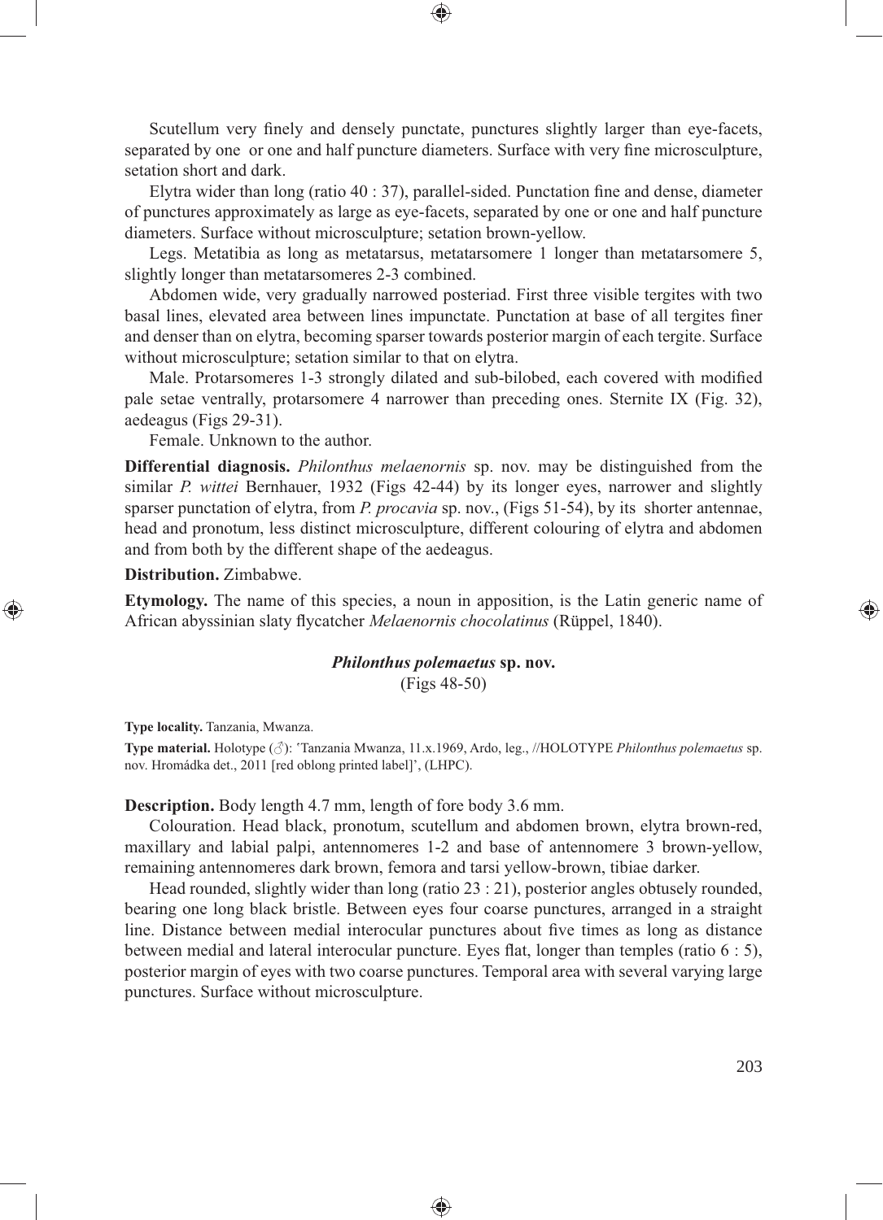Scutellum very finely and densely punctate, punctures slightly larger than eye-facets, separated by one or one and half puncture diameters. Surface with very fine microsculpture, setation short and dark.

Elytra wider than long (ratio 40 : 37), parallel-sided. Punctation fine and dense, diameter of punctures approximately as large as eye-facets, separated by one or one and half puncture diameters. Surface without microsculpture; setation brown-yellow.

Legs. Metatibia as long as metatarsus, metatarsomere 1 longer than metatarsomere 5, slightly longer than metatarsomeres 2-3 combined.

Abdomen wide, very gradually narrowed posteriad. First three visible tergites with two basal lines, elevated area between lines impunctate. Punctation at base of all tergites finer and denser than on elytra, becoming sparser towards posterior margin of each tergite. Surface without microsculpture; setation similar to that on elytra.

Male. Protarsomeres 1-3 strongly dilated and sub-bilobed, each covered with modified pale setae ventrally, protarsomere 4 narrower than preceding ones. Sternite IX (Fig. 32), aedeagus (Figs 29-31).

Female. Unknown to the author.

**Differential diagnosis.** *Philonthus melaenornis* sp. nov. may be distinguished from the similar *P. wittei* Bernhauer, 1932 (Figs 42-44) by its longer eyes, narrower and slightly sparser punctation of elytra, from *P. procavia* sp. nov., (Figs 51-54), by its shorter antennae, head and pronotum, less distinct microsculpture, different colouring of elytra and abdomen and from both by the different shape of the aedeagus.

**Distribution.** Zimbabwe.

**Etymology.** The name of this species, a noun in apposition, is the Latin generic name of African abyssinian slaty flycatcher *Melaenornis chocolatinus* (Rüppel, 1840).

### *Philonthus polemaetus* sp. nov.

(Figs 48-50)

**Type locality.** Tanzania, Mwanza.

**Type material.** Holotype (♂): 'Tanzania Mwanza, 11.x.1969, Ardo, leg., //HOLOTYPE *Philonthus polemaetus* sp. nov. Hromádka det., 2011 [red oblong printed label]', (LHPC).

**Description.** Body length 4.7 mm, length of fore body 3.6 mm.

Colouration. Head black, pronotum, scutellum and abdomen brown, elytra brown-red, maxillary and labial palpi, antennomeres 1-2 and base of antennomere 3 brown-yellow, remaining antennomeres dark brown, femora and tarsi yellow-brown, tibiae darker.

Head rounded, slightly wider than long (ratio 23 : 21), posterior angles obtusely rounded, bearing one long black bristle. Between eyes four coarse punctures, arranged in a straight line. Distance between medial interocular punctures about five times as long as distance between medial and lateral interocular puncture. Eyes flat, longer than temples (ratio 6 : 5), posterior margin of eyes with two coarse punctures. Temporal area with several varying large punctures. Surface without microsculpture.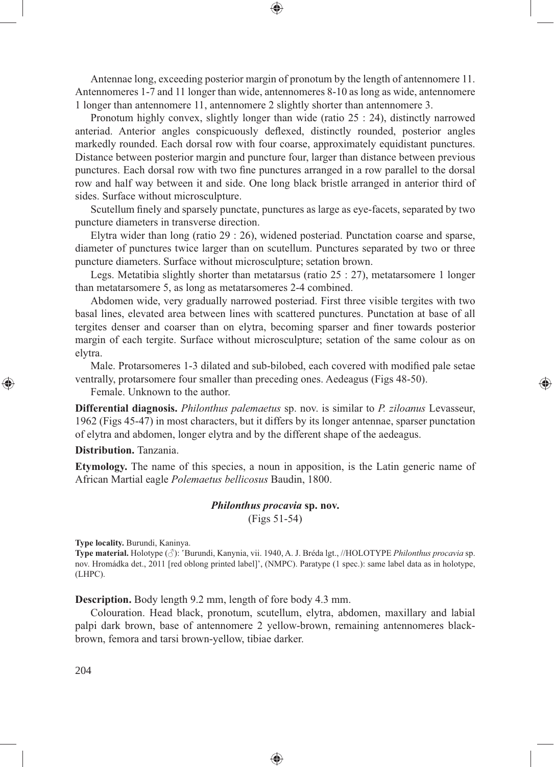Antennae long, exceeding posterior margin of pronotum by the length of antennomere 11. Antennomeres 1-7 and 11 longer than wide, antennomeres 8-10 as long as wide, antennomere 1 longer than antennomere 11, antennomere 2 slightly shorter than antennomere 3.

Pronotum highly convex, slightly longer than wide (ratio 25 : 24), distinctly narrowed anteriad. Anterior angles conspicuously deflexed, distinctly rounded, posterior angles markedly rounded. Each dorsal row with four coarse, approximately equidistant punctures. Distance between posterior margin and puncture four, larger than distance between previous punctures. Each dorsal row with two fine punctures arranged in a row parallel to the dorsal row and half way between it and side. One long black bristle arranged in anterior third of sides. Surface without microsculpture.

Scutellum finely and sparsely punctate, punctures as large as eye-facets, separated by two puncture diameters in transverse direction.

Elytra wider than long (ratio 29 : 26), widened posteriad. Punctation coarse and sparse, diameter of punctures twice larger than on scutellum. Punctures separated by two or three puncture diameters. Surface without microsculpture; setation brown.

Legs. Metatibia slightly shorter than metatarsus (ratio 25 : 27), metatarsomere 1 longer than metatarsomere 5, as long as metatarsomeres 2-4 combined.

Abdomen wide, very gradually narrowed posteriad. First three visible tergites with two basal lines, elevated area between lines with scattered punctures. Punctation at base of all tergites denser and coarser than on elytra, becoming sparser and finer towards posterior margin of each tergite. Surface without microsculpture; setation of the same colour as on elytra.

Male. Protarsomeres 1-3 dilated and sub-bilobed, each covered with modified pale setae ventrally, protarsomere four smaller than preceding ones. Aedeagus (Figs 48-50).

Female. Unknown to the author.

**Differential diagnosis.** *Philonthus palemaetus* sp. nov. is similar to *P. ziloanus* Levasseur, 1962 (Figs 45-47) in most characters, but it differs by its longer antennae, sparser punctation of elytra and abdomen, longer elytra and by the different shape of the aedeagus.

**Distribution.** Tanzania.

**Etymology.** The name of this species, a noun in apposition, is the Latin generic name of African Martial eagle *Polemaetus bellicosus* Baudin, 1800.

### *Philonthus procavia* sp. nov.

(Figs 51-54)

**Type locality.** Burundi, Kaninya.

**Type material.** Holotype (♂): 'Burundi, Kanynia, vii. 1940, A. J. Bréda lgt., //HOLOTYPE *Philonthus procavia* sp. nov. Hromádka det., 2011 [red oblong printed label]', (NMPC). Paratype (1 spec.): same label data as in holotype, (LHPC).

**Description.** Body length 9.2 mm, length of fore body 4.3 mm.

Colouration. Head black, pronotum, scutellum, elytra, abdomen, maxillary and labial palpi dark brown, base of antennomere 2 yellow-brown, remaining antennomeres black-brown, femora and tarsi brown-yellow, tibiae darker.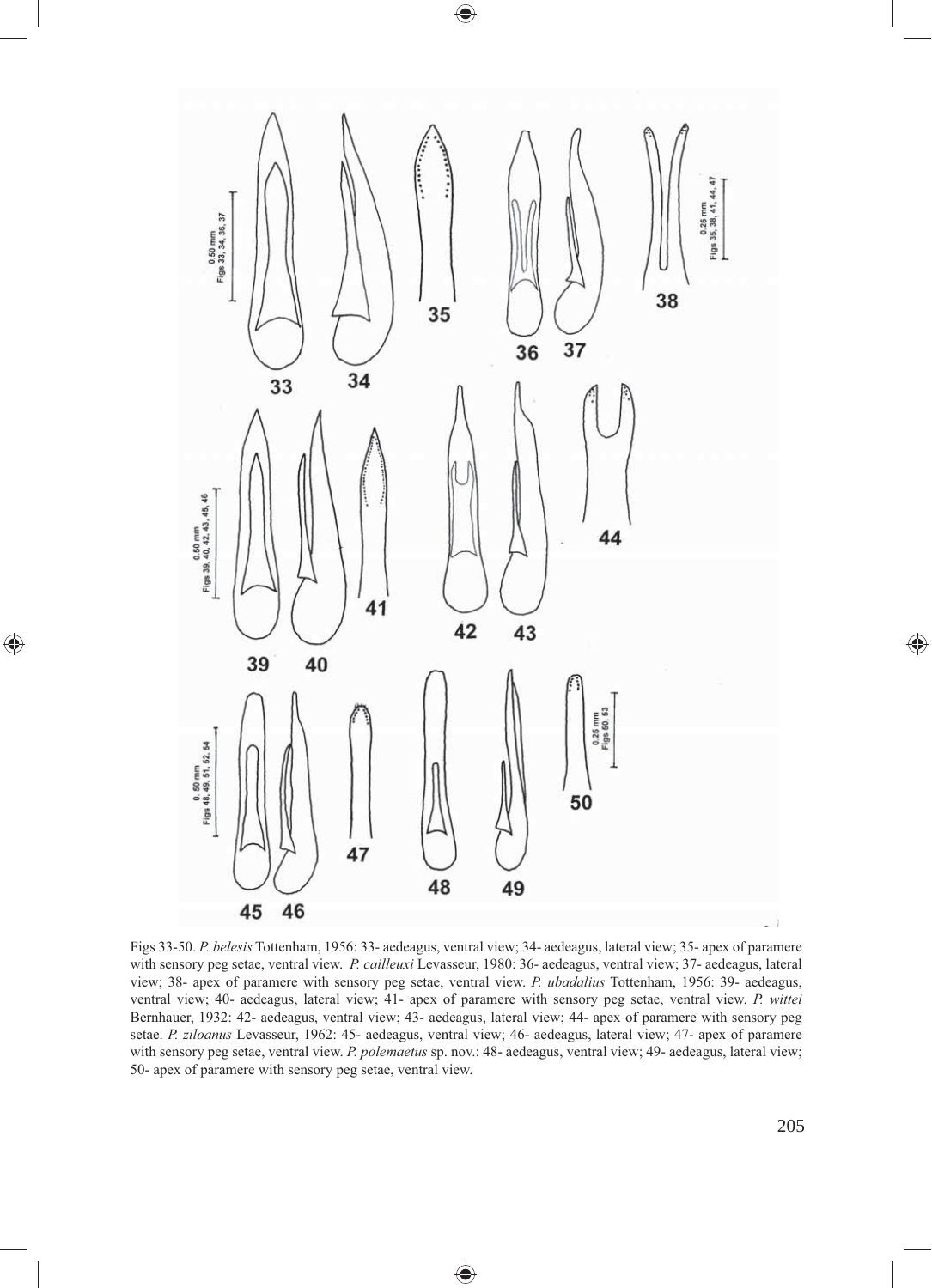Figs 33-50. *P. belesis* Tottenham, 1956: 33- aedeagus, ventral view; 34- aedeagus, lateral view; 35- apex of paramere with sensory peg setae, ventral view. *P. cailleuxi* Levasseur, 1980: 36- aedeagus, ventral view; 37- aedeagus, lateral view; 38- apex of paramere with sensory peg setae, ventral view. *P. ubadalius* Tottenham, 1956: 39- aedeagus, ventral view; 40- aedeagus, lateral view; 41- apex of paramere with sensory peg setae, ventral view. *P. wittei* Bernhauer, 1932: 42- aedeagus, ventral view; 43- aedeagus, lateral view; 44- apex of paramere with sensory peg setae. *P. ziloanus* Levasseur, 1962: 45- aedeagus, ventral view; 46- aedeagus, lateral view; 47- apex of paramere with sensory peg setae, ventral view. *P. polemaetus* sp. nov.: 48- aedeagus, ventral view; 49- aedeagus, lateral view; 50- apex of paramere with sensory peg setae, ventral view.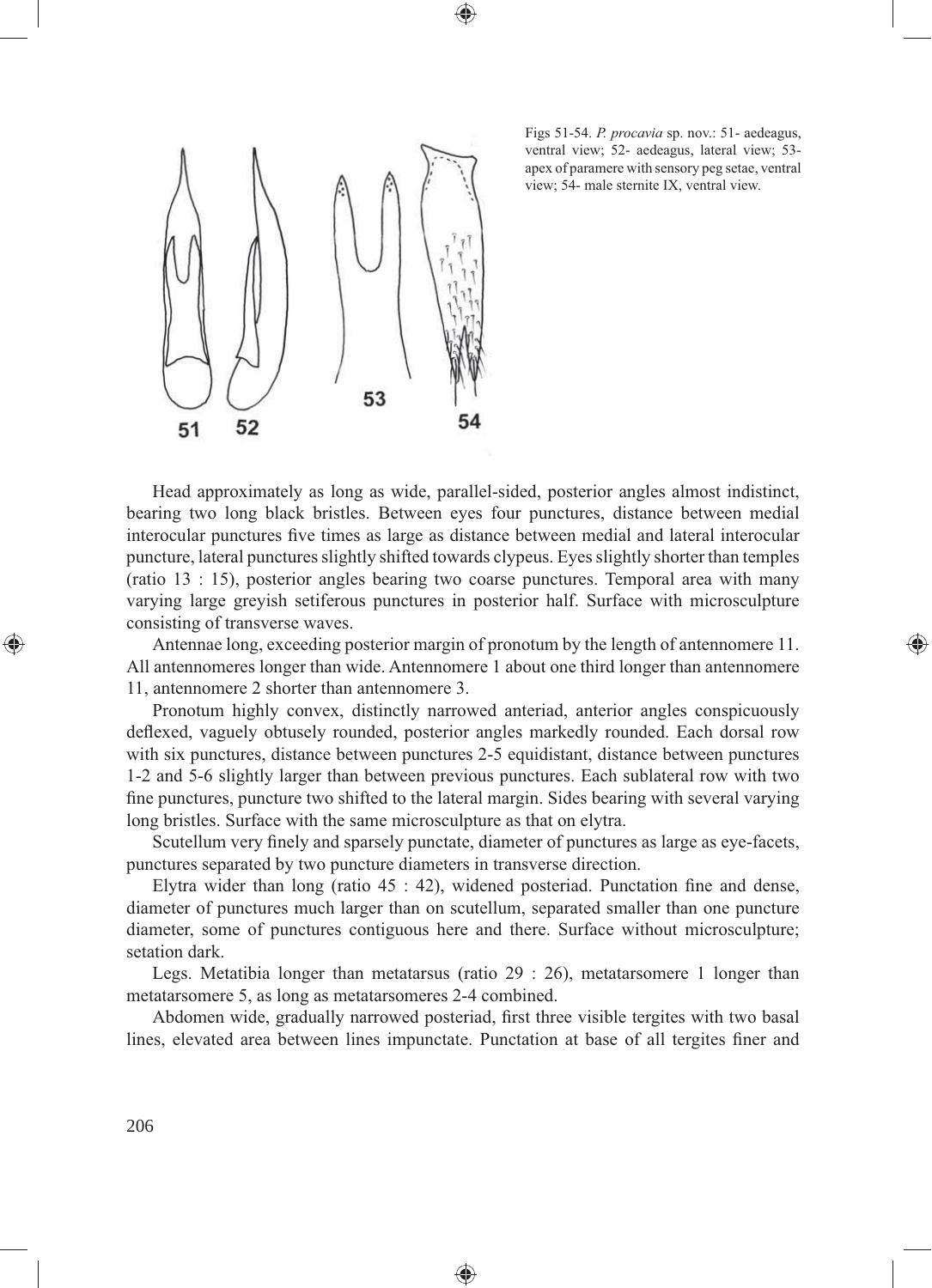Figs 51-54. *P. procavia* sp. nov.: 51- aedeagus, ventral view; 52- aedeagus, lateral view; 53- apex of paramere with sensory peg setae, ventral view; 54- male sternite IX, ventral view.

Head approximately as long as wide, parallel-sided, posterior angles almost indistinct, bearing two long black bristles. Between eyes four punctures, distance between medial interocular punctures five times as large as distance between medial and lateral interocular puncture, lateral punctures slightly shifted towards clypeus. Eyes slightly shorter than temples (ratio 13 : 15), posterior angles bearing two coarse punctures. Temporal area with many varying large greyish setiferous punctures in posterior half. Surface with microsculpture consisting of transverse waves.

Antennae long, exceeding posterior margin of pronotum by the length of antennomere 11. All antennomeres longer than wide. Antennomere 1 about one third longer than antennomere 11, antennomere 2 shorter than antennomere 3.

Pronotum highly convex, distinctly narrowed anteriad, anterior angles conspicuously deflexed, vaguely obtusely rounded, posterior angles markedly rounded. Each dorsal row with six punctures, distance between punctures 2-5 equidistant, distance between punctures 1-2 and 5-6 slightly larger than between previous punctures. Each sublateral row with two fine punctures, puncture two shifted to the lateral margin. Sides bearing with several varying long bristles. Surface with the same microsculpture as that on elytra.

Scutellum very finely and sparsely punctate, diameter of punctures as large as eye-facets, punctures separated by two puncture diameters in transverse direction.

Elytra wider than long (ratio 45 : 42), widened posteriad. Punctation fine and dense, diameter of punctures much larger than on scutellum, separated smaller than one puncture diameter, some of punctures contiguous here and there. Surface without microsculpture; setation dark.

Legs. Metatibia longer than metatarsus (ratio 29 : 26), metatarsomere 1 longer than metatarsomere 5, as long as metatarsomeres 2-4 combined.

Abdomen wide, gradually narrowed posteriad, first three visible tergites with two basal lines, elevated area between lines impunctate. Punctation at base of all tergites finer and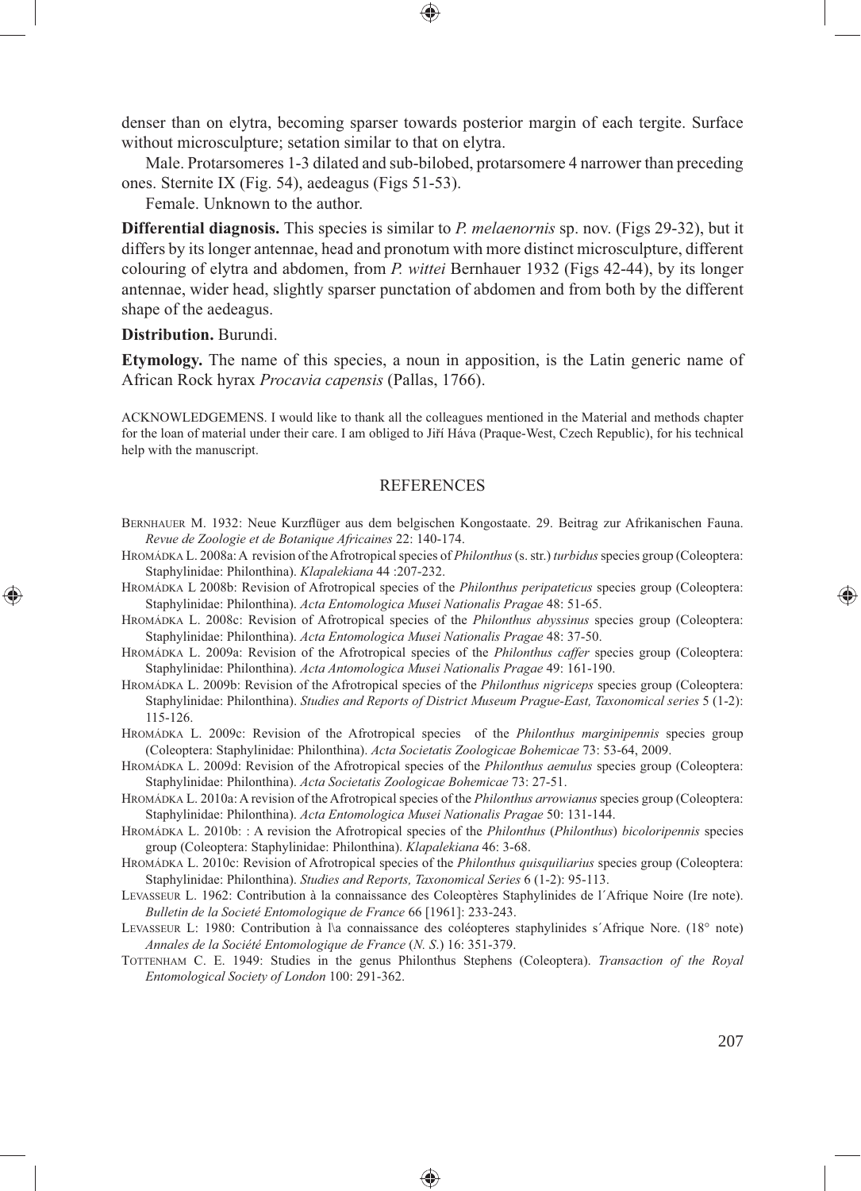denser than on elytra, becoming sparser towards posterior margin of each tergite. Surface without microsculpture; setation similar to that on elytra.

Male. Protarsomeres 1-3 dilated and sub-bilobed, protarsomere 4 narrower than preceding ones. Sternite IX (Fig. 54), aedeagus (Figs 51-53).

Female. Unknown to the author.

**Differential diagnosis.** This species is similar to *P. melaenornis* sp. nov. (Figs 29-32), but it differs by its longer antennae, head and pronotum with more distinct microsculpture, different colouring of elytra and abdomen, from *P. wittei* Bernhauer 1932 (Figs 42-44), by its longer antennae, wider head, slightly sparser punctation of abdomen and from both by the different shape of the aedeagus.

**Distribution.** Burundi.

**Etymology.** The name of this species, a noun in apposition, is the Latin generic name of African Rock hyrax *Procavia capensis* (Pallas, 1766).

ACKNOWLEDGEMENS. I would like to thank all the colleagues mentioned in the Material and methods chapter for the loan of material under their care. I am obliged to Jiří Háva (Praque-West, Czech Republic), for his technical help with the manuscript.

## REFERENCES

Bernhauer M. 1932: Neue Kurzflüger aus dem belgischen Kongostaate. 29. Beitrag zur Afrikanischen Fauna. *Revue de Zoologie et de Botanique Africaines* 22: 140-174.

Hromádka L. 2008a: A revision of the Afrotropical species of *Philonthus* (s. str.) *turbidus* species group (Coleoptera: Staphylinidae: Philonthina). *Klapalekiana* 44 :207-232.

Hromádka L 2008b: Revision of Afrotropical species of the *Philonthus peripateticus* species group (Coleoptera: Staphylinidae: Philonthina). *Acta Entomologica Musei Nationalis Pragae* 48: 51-65.

Hromádka L. 2008c: Revision of Afrotropical species of the *Philonthus abyssinus* species group (Coleoptera: Staphylinidae: Philonthina). *Acta Entomologica Musei Nationalis Pragae* 48: 37-50.

Hromádka L. 2009a: Revision of the Afrotropical species of the *Philonthus caffer* species group (Coleoptera: Staphylinidae: Philonthina). *Acta Antomologica Musei Nationalis Pragae* 49: 161-190.

Hromádka L. 2009b: Revision of the Afrotropical species of the *Philonthus nigriceps* species group (Coleoptera: Staphylinidae: Philonthina). *Studies and Reports of District Museum Prague-East, Taxonomical series* 5 (1-2): 115-126.

Hromádka L. 2009c: Revision of the Afrotropical species of the *Philonthus marginipennis* species group (Coleoptera: Staphylinidae: Philonthina). *Acta Societatis Zoologicae Bohemicae* 73: 53-64, 2009.

Hromádka L. 2009d: Revision of the Afrotropical species of the *Philonthus aemulus* species group (Coleoptera: Staphylinidae: Philonthina). *Acta Societatis Zoologicae Bohemicae* 73: 27-51.

Hromádka L. 2010a: A revision of the Afrotropical species of the *Philonthus arrowianus* species group (Coleoptera: Staphylinidae: Philonthina). *Acta Entomologica Musei Nationalis Pragae* 50: 131-144.

Hromádka L. 2010b: : A revision the Afrotropical species of the *Philonthus* (*Philonthus*) *bicoloripennis* species group (Coleoptera: Staphylinidae: Philonthina). *Klapalekiana* 46: 3-68.

Hromádka L. 2010c: Revision of Afrotropical species of the *Philonthus quisquiliarius* species group (Coleoptera: Staphylinidae: Philonthina). *Studies and Reports, Taxonomical Series* 6 (1-2): 95-113.

Levasseur L. 1962: Contribution à la connaissance des Coleoptères Staphylinides de l´Afrique Noire (Ire note). *Bulletin de la Societé Entomologique de France* 66 [1961]: 233-243.

Levasseur L: 1980: Contribution à l\a connaissance des coléopteres staphylinides s´Afrique Nore. (18° note) *Annales de la Société Entomologique de France* (*N. S.*) 16: 351-379.

Tottenham C. E. 1949: Studies in the genus Philonthus Stephens (Coleoptera). *Transaction of the Royal Entomological Society of London* 100: 291-362.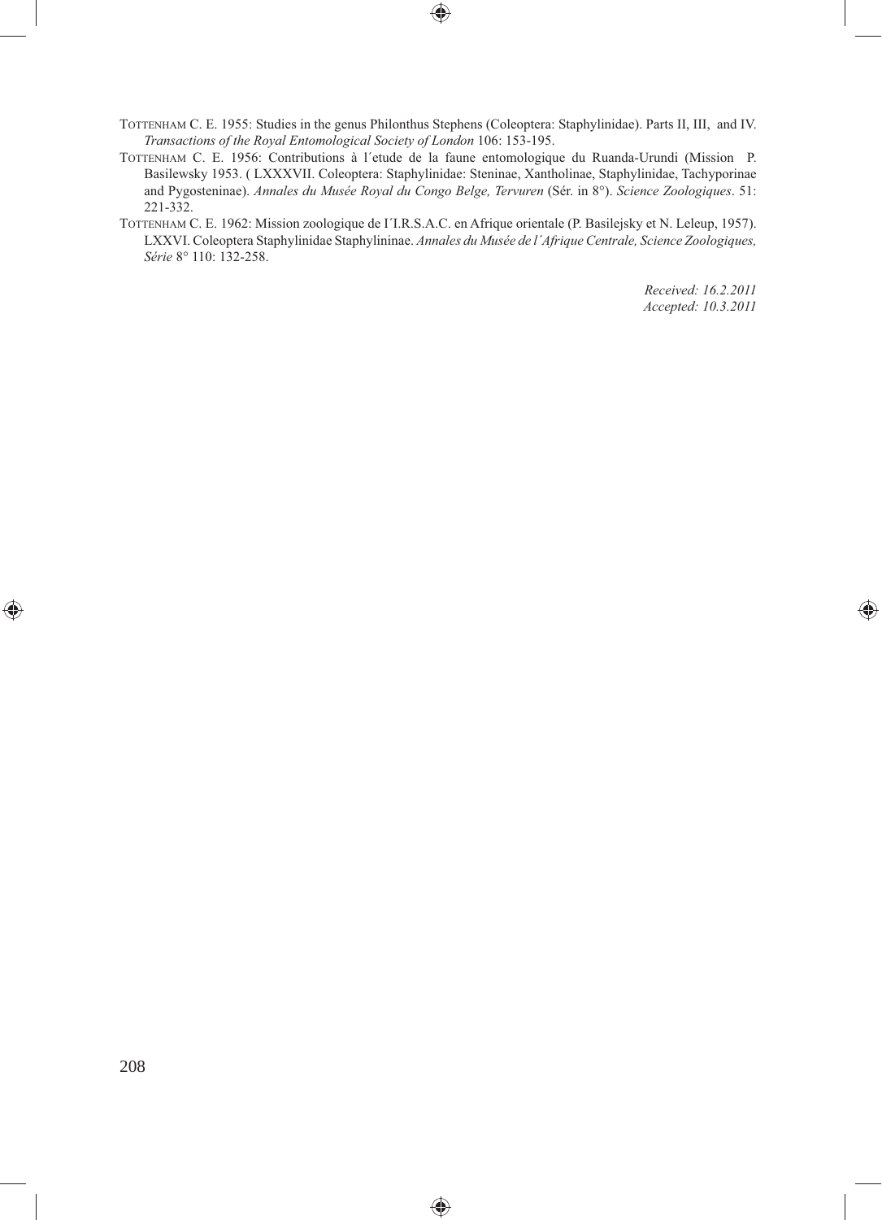Tottenham C. E. 1955: Studies in the genus Philonthus Stephens (Coleoptera: Staphylinidae). Parts II, III, and IV. *Transactions of the Royal Entomological Society of London* 106: 153-195.

Tottenham C. E. 1956: Contributions à l´etude de la faune entomologique du Ruanda-Urundi (Mission P. Basilewsky 1953. ( LXXXVII. Coleoptera: Staphylinidae: Steninae, Xantholinae, Staphylinidae, Tachyporinae and Pygosteninae). *Annales du Musée Royal du Congo Belge, Tervuren* (Sér. in 8°). *Science Zoologiques*. 51: 221-332.

Tottenham C. E. 1962: Mission zoologique de I´I.R.S.A.C. en Afrique orientale (P. Basilejsky et N. Leleup, 1957). LXXVI. Coleoptera Staphylinidae Staphylininae. *Annales du Musée de l´Afrique Centrale, Science Zoologiques, Série* 8° 110: 132-258.

*Received: 16.2.2011*
*Accepted: 10.3.2011*